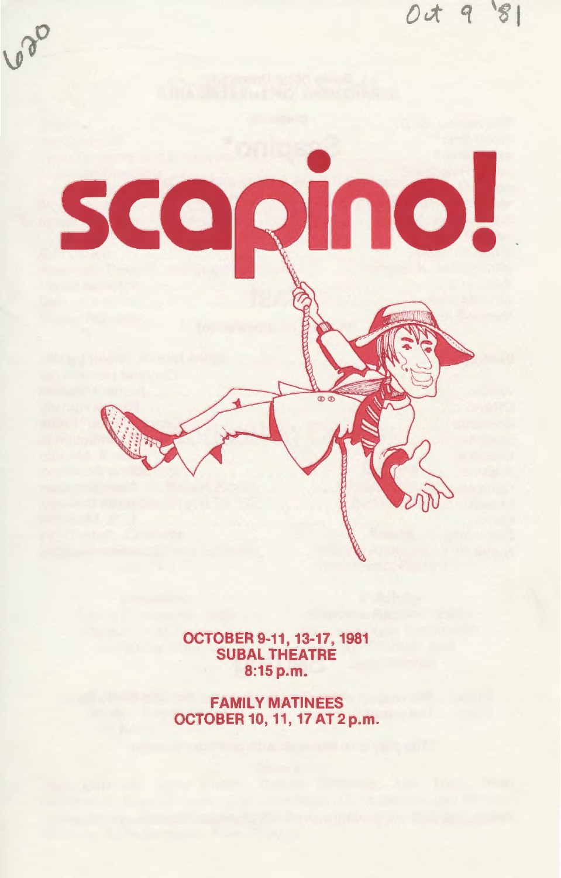Oct 9 '81

620

# scapino!

**OCTOBER 9-11, 13-17, 1981**
**SUBAL THEATRE**
**8:15 p.m.**

**FAMILY MATINEES**
**OCTOBER 10, 11, 17 AT 2 p.m.**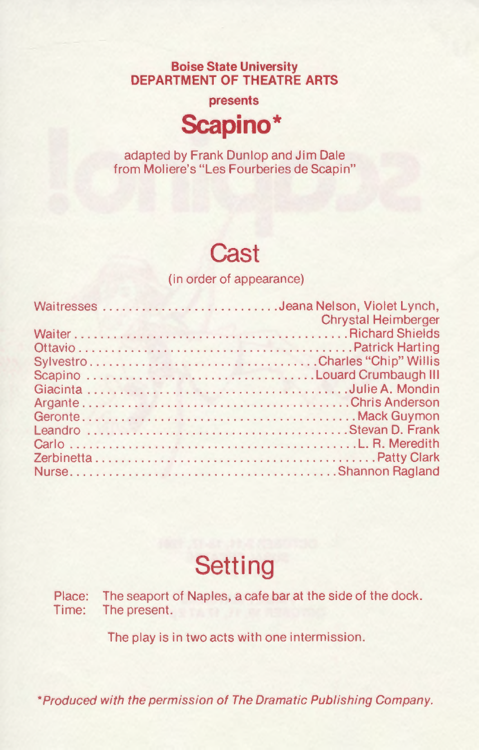**Boise State University**
**DEPARTMENT OF THEATRE ARTS**

**presents**

# Scapino*

adapted by Frank Dunlop and Jim Dale
from Moliere's "Les Fourberies de Scapin"

## Cast

(in order of appearance)

| Role | Actor |
|---|---|
| Waitresses | Jeana Nelson, Violet Lynch, Chrystal Heimberger |
| Waiter | Richard Shields |
| Ottavio | Patrick Harting |
| Sylvestro | Charles "Chip" Willis |
| Scapino | Louard Crumbaugh III |
| Giacinta | Julie A. Mondin |
| Argante | Chris Anderson |
| Geronte | Mack Guymon |
| Leandro | Stevan D. Frank |
| Carlo | L. R. Meredith |
| Zerbinetta | Patty Clark |
| Nurse | Shannon Ragland |

## Setting

Place: The seaport of Naples, a cafe bar at the side of the dock.
Time: The present.

The play is in two acts with one intermission.

*\*Produced with the permission of The Dramatic Publishing Company.*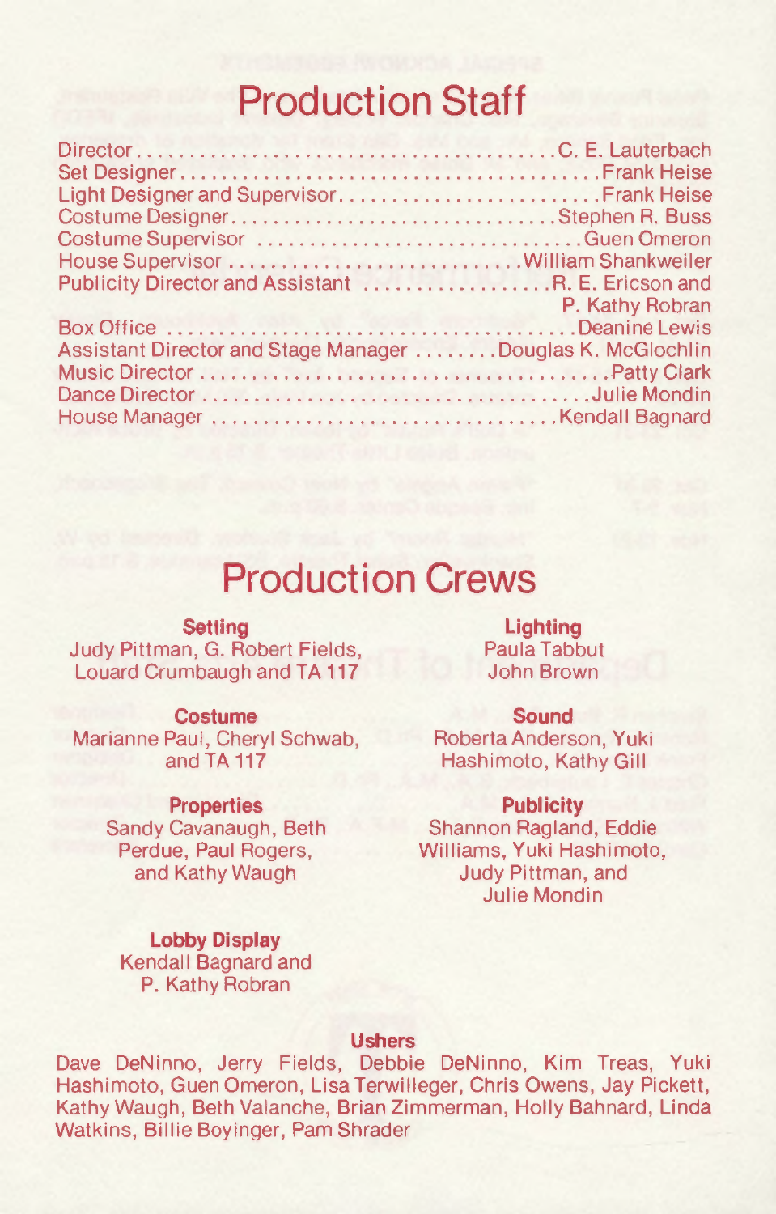# Production Staff

| | |
|---|---|
| Director | C. E. Lauterbach |
| Set Designer | Frank Heise |
| Light Designer and Supervisor | Frank Heise |
| Costume Designer | Stephen R. Buss |
| Costume Supervisor | Guen Omeron |
| House Supervisor | William Shankweiler |
| Publicity Director and Assistant | R. E. Ericson and P. Kathy Robran |
| Box Office | Deanine Lewis |
| Assistant Director and Stage Manager | Douglas K. McGlochlin |
| Music Director | Patty Clark |
| Dance Director | Julie Mondin |
| House Manager | Kendall Bagnard |

# Production Crews

**Setting**
Judy Pittman, G. Robert Fields, Louard Crumbaugh and TA 117

**Costume**
Marianne Paul, Cheryl Schwab, and TA 117

**Properties**
Sandy Cavanaugh, Beth Perdue, Paul Rogers, and Kathy Waugh

**Lighting**
Paula Tabbut
John Brown

**Sound**
Roberta Anderson, Yuki Hashimoto, Kathy Gill

**Publicity**
Shannon Ragland, Eddie Williams, Yuki Hashimoto, Judy Pittman, and Julie Mondin

**Lobby Display**
Kendall Bagnard and P. Kathy Robran

**Ushers**
Dave DeNinno, Jerry Fields, Debbie DeNinno, Kim Treas, Yuki Hashimoto, Guen Omeron, Lisa Terwilleger, Chris Owens, Jay Pickett, Kathy Waugh, Beth Valanche, Brian Zimmerman, Holly Bahnard, Linda Watkins, Billie Boyinger, Pam Shrader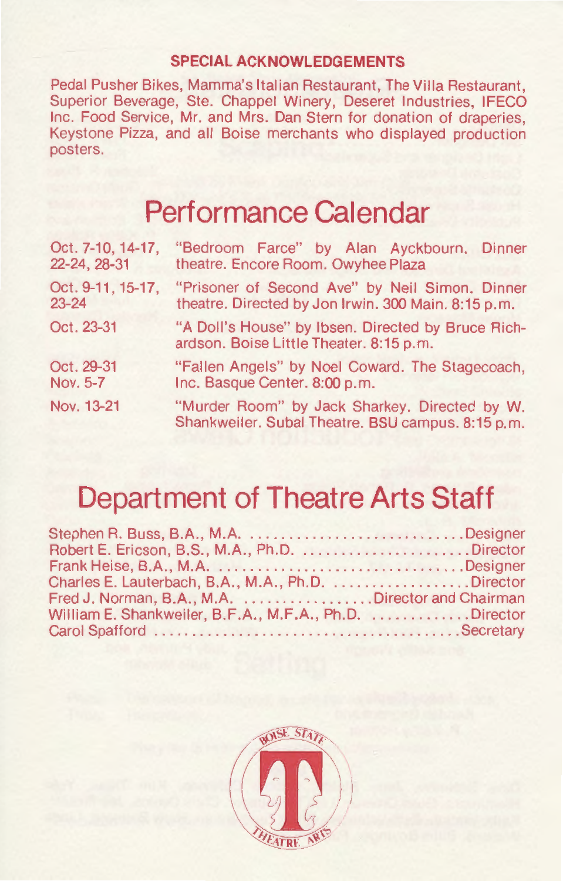## SPECIAL ACKNOWLEDGEMENTS

Pedal Pusher Bikes, Mamma's Italian Restaurant, The Villa Restaurant, Superior Beverage, Ste. Chappel Winery, Deseret Industries, IFECO Inc. Food Service, Mr. and Mrs. Dan Stern for donation of draperies, Keystone Pizza, and all Boise merchants who displayed production posters.

# Performance Calendar

| | |
|---|---|
| Oct. 7-10, 14-17, 22-24, 28-31 | "Bedroom Farce" by Alan Ayckbourn. Dinner theatre. Encore Room. Owyhee Plaza |
| Oct. 9-11, 15-17, 23-24 | "Prisoner of Second Ave" by Neil Simon. Dinner theatre. Directed by Jon Irwin. 300 Main. 8:15 p.m. |
| Oct. 23-31 | "A Doll's House" by Ibsen. Directed by Bruce Richardson. Boise Little Theater. 8:15 p.m. |
| Oct. 29-31 Nov. 5-7 | "Fallen Angels" by Noel Coward. The Stagecoach, Inc. Basque Center. 8:00 p.m. |
| Nov. 13-21 | "Murder Room" by Jack Sharkey. Directed by W. Shankweiler. Subal Theatre. BSU campus. 8:15 p.m. |

# Department of Theatre Arts Staff

Stephen R. Buss, B.A., M.A. .......... Designer
Robert E. Ericson, B.S., M.A., Ph.D. .......... Director
Frank Heise, B.A., M.A. .......... Designer
Charles E. Lauterbach, B.A., M.A., Ph.D. .......... Director
Fred J. Norman, B.A., M.A. .......... Director and Chairman
William E. Shankweiler, B.F.A., M.F.A., Ph.D. .......... Director
Carol Spafford .......... Secretary

BOISE STATE THEATRE ARTS